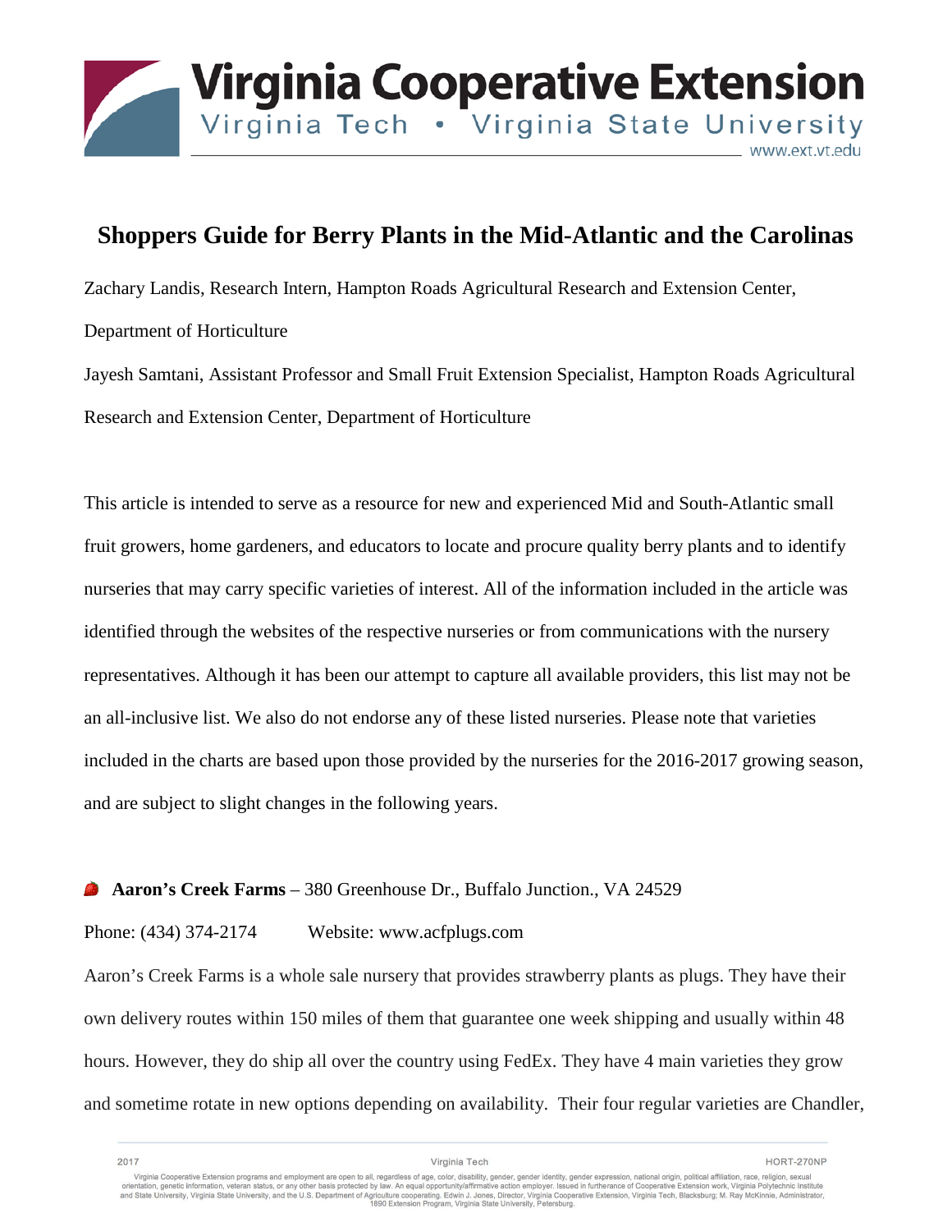# Shoppers Guide for Berry Plants in the Mid-Atlantic and the Carolinas

Zachary Landis, Research Intern, Hampton Roads Agricultural Research and Extension Center, Department of Horticulture

Jayesh Samtani, Assistant Professor and Small Fruit Extension Specialist, Hampton Roads Agricultural Research and Extension Center, Department of Horticulture

This article is intended to serve as a resource for new and experienced Mid and South-Atlantic small fruit growers, home gardeners, and educators to locate and procure quality berry plants and to identify nurseries that may carry specific varieties of interest. All of the information included in the article was identified through the websites of the respective nurseries or from communications with the nursery representatives. Although it has been our attempt to capture all available providers, this list may not be an all-inclusive list. We also do not endorse any of these listed nurseries. Please note that varieties included in the charts are based upon those provided by the nurseries for the 2016-2017 growing season, and are subject to slight changes in the following years.

**Aaron's Creek Farms** – 380 Greenhouse Dr., Buffalo Junction., VA 24529

Phone: (434) 374-2174     Website: www.acfplugs.com

Aaron's Creek Farms is a whole sale nursery that provides strawberry plants as plugs. They have their own delivery routes within 150 miles of them that guarantee one week shipping and usually within 48 hours. However, they do ship all over the country using FedEx. They have 4 main varieties they grow and sometime rotate in new options depending on availability. Their four regular varieties are Chandler,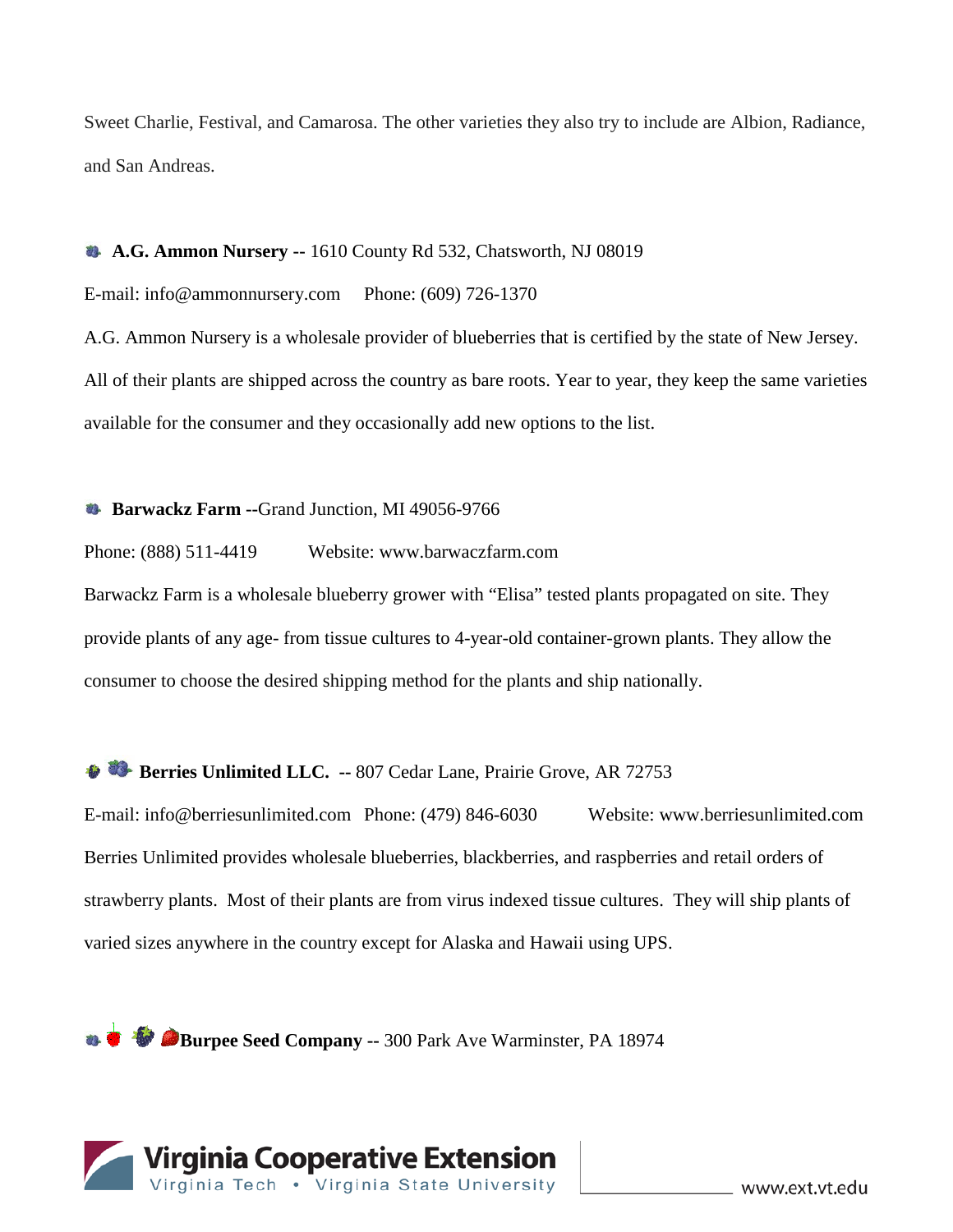Sweet Charlie, Festival, and Camarosa. The other varieties they also try to include are Albion, Radiance, and San Andreas.

**A.G. Ammon Nursery --** 1610 County Rd 532, Chatsworth, NJ 08019

E-mail: info@ammonnursery.com  Phone: (609) 726-1370

A.G. Ammon Nursery is a wholesale provider of blueberries that is certified by the state of New Jersey. All of their plants are shipped across the country as bare roots. Year to year, they keep the same varieties available for the consumer and they occasionally add new options to the list.

**Barwackz Farm --**Grand Junction, MI 49056-9766

Phone: (888) 511-4419  Website: www.barwaczfarm.com

Barwackz Farm is a wholesale blueberry grower with "Elisa" tested plants propagated on site. They provide plants of any age- from tissue cultures to 4-year-old container-grown plants. They allow the consumer to choose the desired shipping method for the plants and ship nationally.

**Berries Unlimited LLC. --** 807 Cedar Lane, Prairie Grove, AR 72753

E-mail: info@berriesunlimited.com  Phone: (479) 846-6030  Website: www.berriesunlimited.com

Berries Unlimited provides wholesale blueberries, blackberries, and raspberries and retail orders of strawberry plants. Most of their plants are from virus indexed tissue cultures. They will ship plants of varied sizes anywhere in the country except for Alaska and Hawaii using UPS.

**Burpee Seed Company --** 300 Park Ave Warminster, PA 18974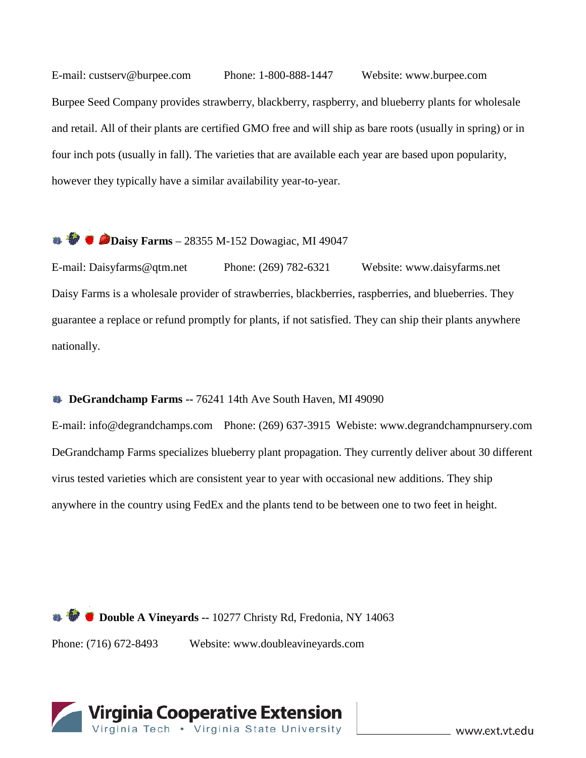E-mail: custserv@burpee.com    Phone: 1-800-888-1447    Website: www.burpee.com

Burpee Seed Company provides strawberry, blackberry, raspberry, and blueberry plants for wholesale and retail. All of their plants are certified GMO free and will ship as bare roots (usually in spring) or in four inch pots (usually in fall). The varieties that are available each year are based upon popularity, however they typically have a similar availability year-to-year.

**Daisy Farms** – 28355 M-152 Dowagiac, MI 49047

E-mail: Daisyfarms@qtm.net    Phone: (269) 782-6321    Website: www.daisyfarms.net

Daisy Farms is a wholesale provider of strawberries, blackberries, raspberries, and blueberries. They guarantee a replace or refund promptly for plants, if not satisfied. They can ship their plants anywhere nationally.

**DeGrandchamp Farms --** 76241 14th Ave South Haven, MI 49090

E-mail: info@degrandchamps.com    Phone: (269) 637-3915  Webiste: www.degrandchampnursery.com

DeGrandchamp Farms specializes blueberry plant propagation. They currently deliver about 30 different virus tested varieties which are consistent year to year with occasional new additions. They ship anywhere in the country using FedEx and the plants tend to be between one to two feet in height.

**Double A Vineyards --** 10277 Christy Rd, Fredonia, NY 14063

Phone: (716) 672-8493    Website: www.doubleavineyards.com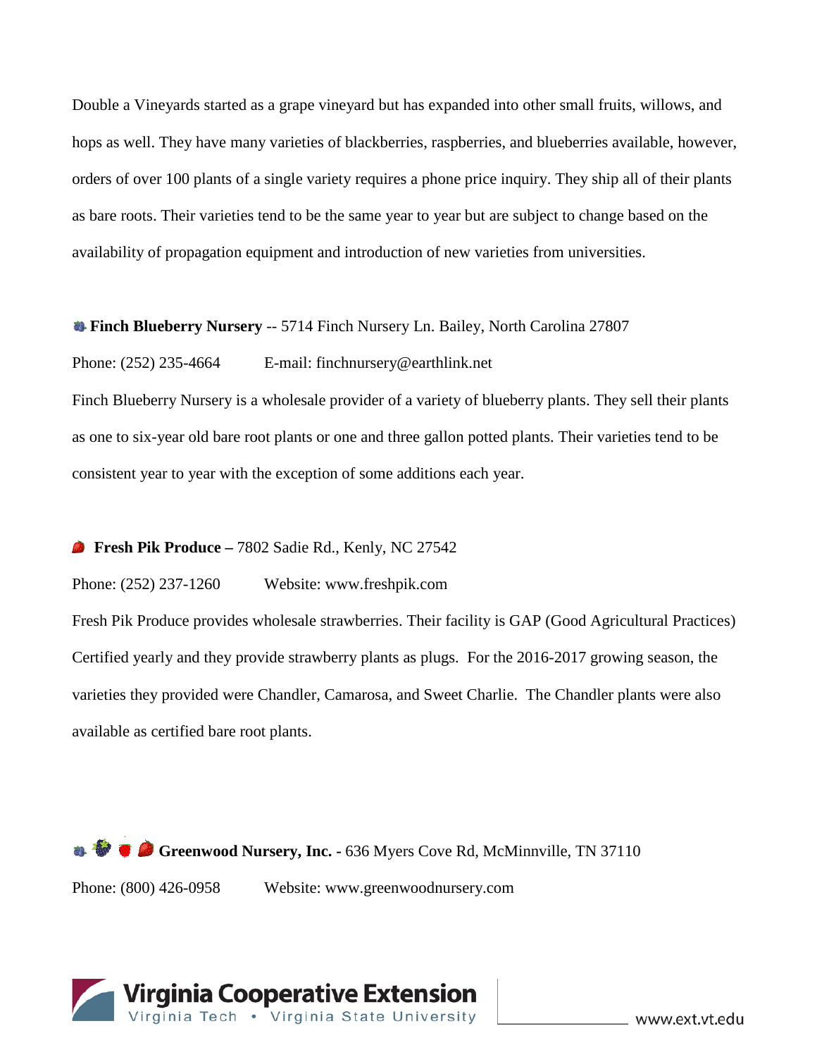Double a Vineyards started as a grape vineyard but has expanded into other small fruits, willows, and hops as well. They have many varieties of blackberries, raspberries, and blueberries available, however, orders of over 100 plants of a single variety requires a phone price inquiry. They ship all of their plants as bare roots. Their varieties tend to be the same year to year but are subject to change based on the availability of propagation equipment and introduction of new varieties from universities.

**Finch Blueberry Nursery** -- 5714 Finch Nursery Ln. Bailey, North Carolina 27807

Phone: (252) 235-4664 E-mail: finchnursery@earthlink.net

Finch Blueberry Nursery is a wholesale provider of a variety of blueberry plants. They sell their plants as one to six-year old bare root plants or one and three gallon potted plants. Their varieties tend to be consistent year to year with the exception of some additions each year.

**Fresh Pik Produce –** 7802 Sadie Rd., Kenly, NC 27542

Phone: (252) 237-1260 Website: www.freshpik.com

Fresh Pik Produce provides wholesale strawberries. Their facility is GAP (Good Agricultural Practices) Certified yearly and they provide strawberry plants as plugs. For the 2016-2017 growing season, the varieties they provided were Chandler, Camarosa, and Sweet Charlie. The Chandler plants were also available as certified bare root plants.

**Greenwood Nursery, Inc. -** 636 Myers Cove Rd, McMinnville, TN 37110

Phone: (800) 426-0958 Website: www.greenwoodnursery.com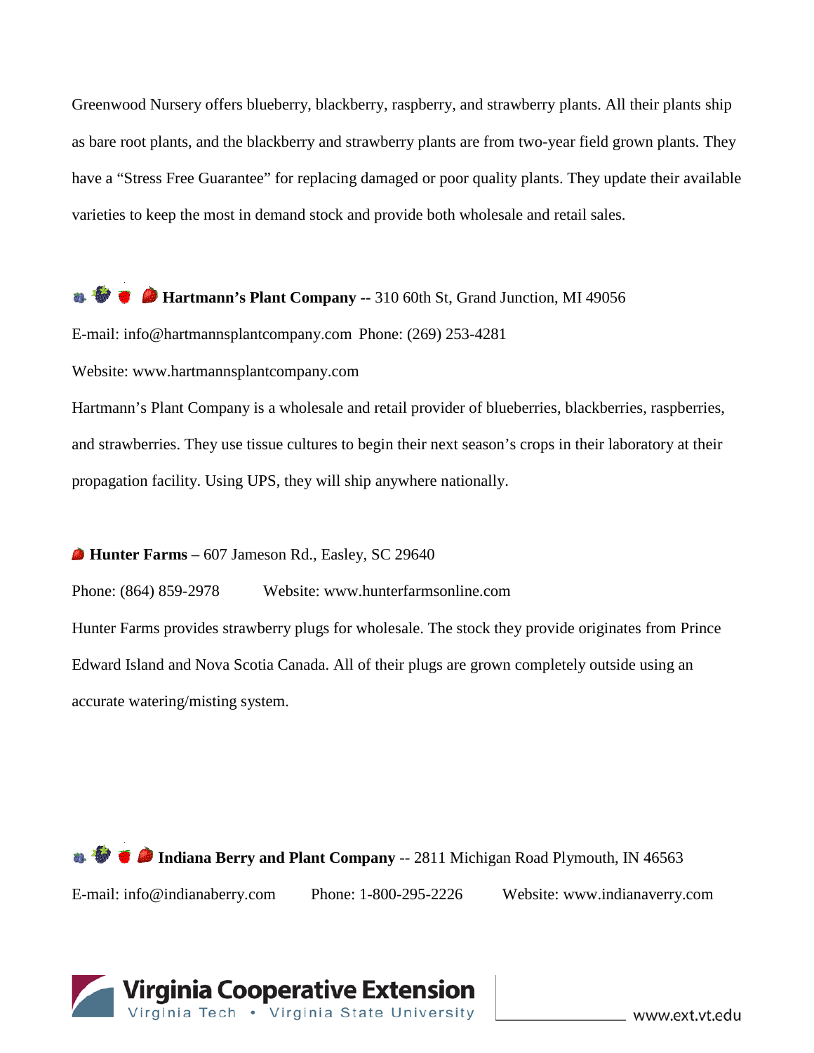Greenwood Nursery offers blueberry, blackberry, raspberry, and strawberry plants. All their plants ship as bare root plants, and the blackberry and strawberry plants are from two-year field grown plants. They have a "Stress Free Guarantee" for replacing damaged or poor quality plants. They update their available varieties to keep the most in demand stock and provide both wholesale and retail sales.

**Hartmann's Plant Company --** 310 60th St, Grand Junction, MI 49056

E-mail: info@hartmannsplantcompany.com Phone: (269) 253-4281

Website: www.hartmannsplantcompany.com

Hartmann's Plant Company is a wholesale and retail provider of blueberries, blackberries, raspberries, and strawberries. They use tissue cultures to begin their next season's crops in their laboratory at their propagation facility. Using UPS, they will ship anywhere nationally.

**Hunter Farms** – 607 Jameson Rd., Easley, SC 29640

Phone: (864) 859-2978 Website: www.hunterfarmsonline.com

Hunter Farms provides strawberry plugs for wholesale. The stock they provide originates from Prince Edward Island and Nova Scotia Canada. All of their plugs are grown completely outside using an accurate watering/misting system.

**Indiana Berry and Plant Company** -- 2811 Michigan Road Plymouth, IN 46563

E-mail: info@indianaberry.com Phone: 1-800-295-2226 Website: www.indianaverry.com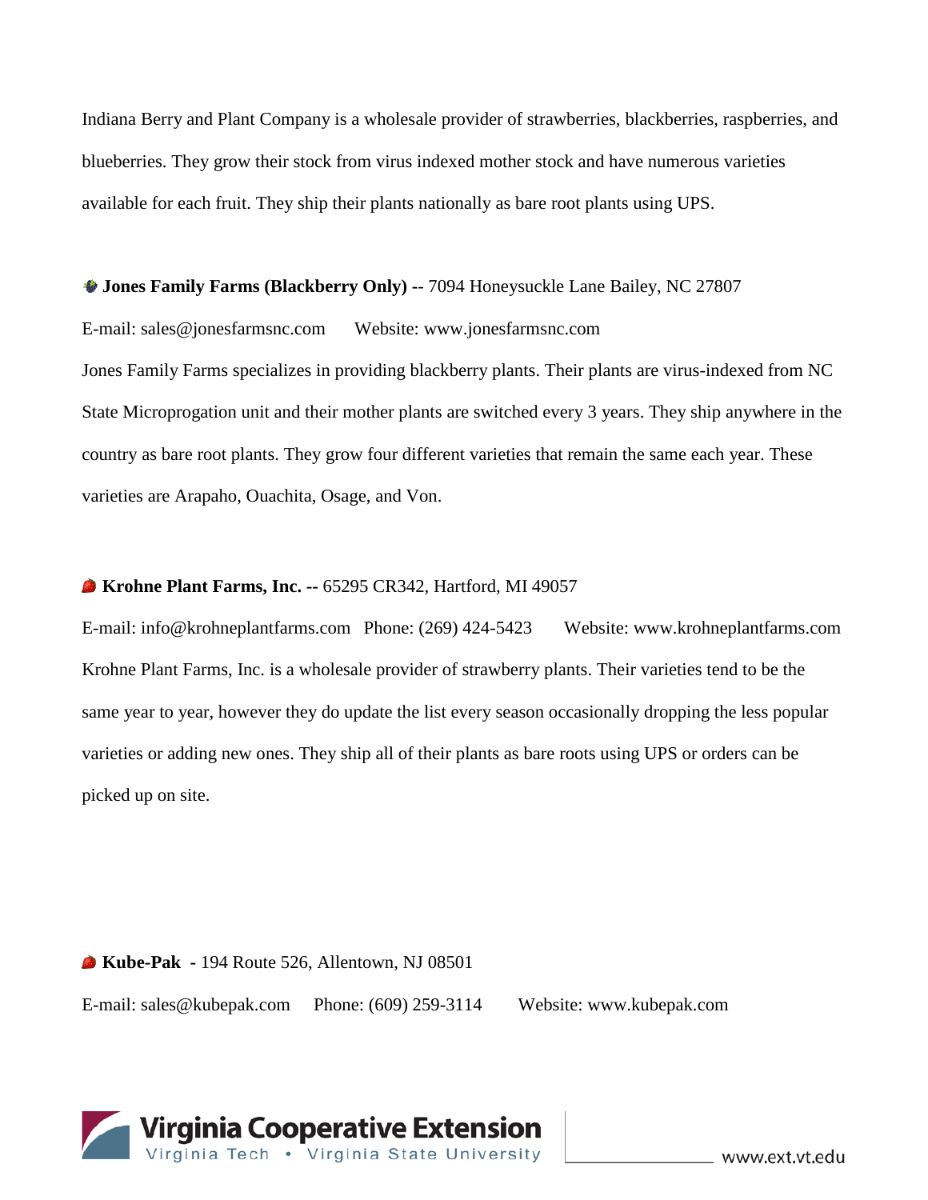Indiana Berry and Plant Company is a wholesale provider of strawberries, blackberries, raspberries, and blueberries. They grow their stock from virus indexed mother stock and have numerous varieties available for each fruit. They ship their plants nationally as bare root plants using UPS.

**Jones Family Farms (Blackberry Only)** -- 7094 Honeysuckle Lane Bailey, NC 27807

E-mail: sales@jonesfarmsnc.com Website: www.jonesfarmsnc.com

Jones Family Farms specializes in providing blackberry plants. Their plants are virus-indexed from NC State Microprogation unit and their mother plants are switched every 3 years. They ship anywhere in the country as bare root plants. They grow four different varieties that remain the same each year. These varieties are Arapaho, Ouachita, Osage, and Von.

**Krohne Plant Farms, Inc. --** 65295 CR342, Hartford, MI 49057

E-mail: info@krohneplantfarms.com Phone: (269) 424-5423 Website: www.krohneplantfarms.com

Krohne Plant Farms, Inc. is a wholesale provider of strawberry plants. Their varieties tend to be the same year to year, however they do update the list every season occasionally dropping the less popular varieties or adding new ones. They ship all of their plants as bare roots using UPS or orders can be picked up on site.

**Kube-Pak** - 194 Route 526, Allentown, NJ 08501

E-mail: sales@kubepak.com Phone: (609) 259-3114 Website: www.kubepak.com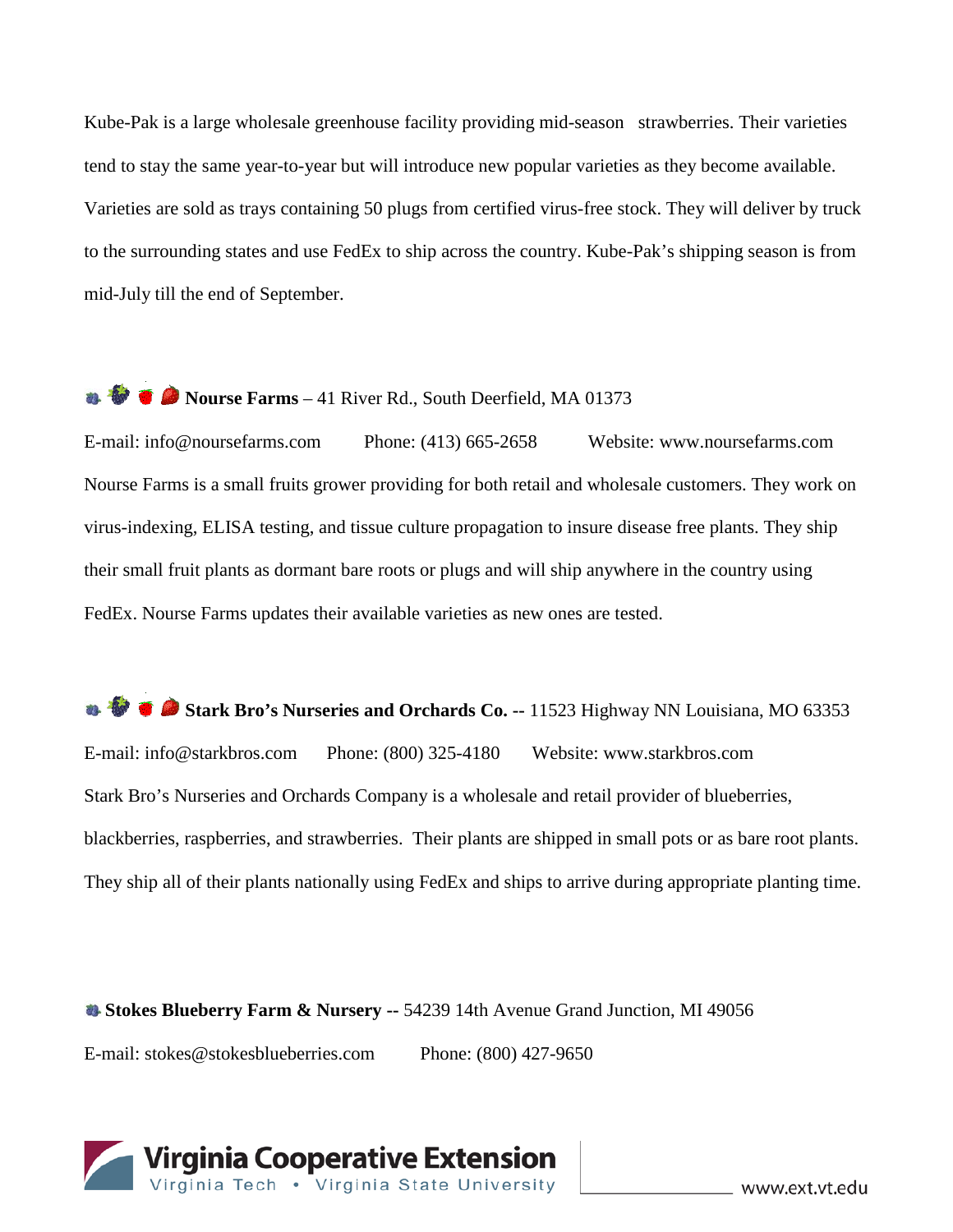Kube-Pak is a large wholesale greenhouse facility providing mid-season strawberries. Their varieties tend to stay the same year-to-year but will introduce new popular varieties as they become available. Varieties are sold as trays containing 50 plugs from certified virus-free stock. They will deliver by truck to the surrounding states and use FedEx to ship across the country. Kube-Pak's shipping season is from mid-July till the end of September.

**Nourse Farms** – 41 River Rd., South Deerfield, MA 01373

E-mail: info@noursefarms.com  Phone: (413) 665-2658  Website: www.noursefarms.com

Nourse Farms is a small fruits grower providing for both retail and wholesale customers. They work on virus-indexing, ELISA testing, and tissue culture propagation to insure disease free plants. They ship their small fruit plants as dormant bare roots or plugs and will ship anywhere in the country using FedEx. Nourse Farms updates their available varieties as new ones are tested.

**Stark Bro's Nurseries and Orchards Co. --** 11523 Highway NN Louisiana, MO 63353

E-mail: info@starkbros.com  Phone: (800) 325-4180  Website: www.starkbros.com

Stark Bro's Nurseries and Orchards Company is a wholesale and retail provider of blueberries, blackberries, raspberries, and strawberries. Their plants are shipped in small pots or as bare root plants. They ship all of their plants nationally using FedEx and ships to arrive during appropriate planting time.

**Stokes Blueberry Farm & Nursery --** 54239 14th Avenue Grand Junction, MI 49056

E-mail: stokes@stokesblueberries.com  Phone: (800) 427-9650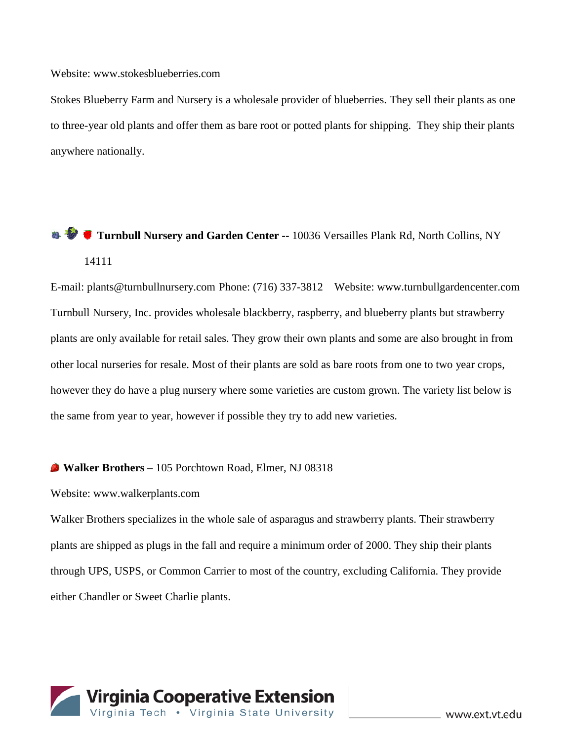Website: www.stokesblueberries.com

Stokes Blueberry Farm and Nursery is a wholesale provider of blueberries. They sell their plants as one to three-year old plants and offer them as bare root or potted plants for shipping. They ship their plants anywhere nationally.

**Turnbull Nursery and Garden Center --** 10036 Versailles Plank Rd, North Collins, NY 14111

E-mail: plants@turnbullnursery.com Phone: (716) 337-3812 Website: www.turnbullgardencenter.com

Turnbull Nursery, Inc. provides wholesale blackberry, raspberry, and blueberry plants but strawberry plants are only available for retail sales. They grow their own plants and some are also brought in from other local nurseries for resale. Most of their plants are sold as bare roots from one to two year crops, however they do have a plug nursery where some varieties are custom grown. The variety list below is the same from year to year, however if possible they try to add new varieties.

**Walker Brothers** – 105 Porchtown Road, Elmer, NJ 08318

Website: www.walkerplants.com

Walker Brothers specializes in the whole sale of asparagus and strawberry plants. Their strawberry plants are shipped as plugs in the fall and require a minimum order of 2000. They ship their plants through UPS, USPS, or Common Carrier to most of the country, excluding California. They provide either Chandler or Sweet Charlie plants.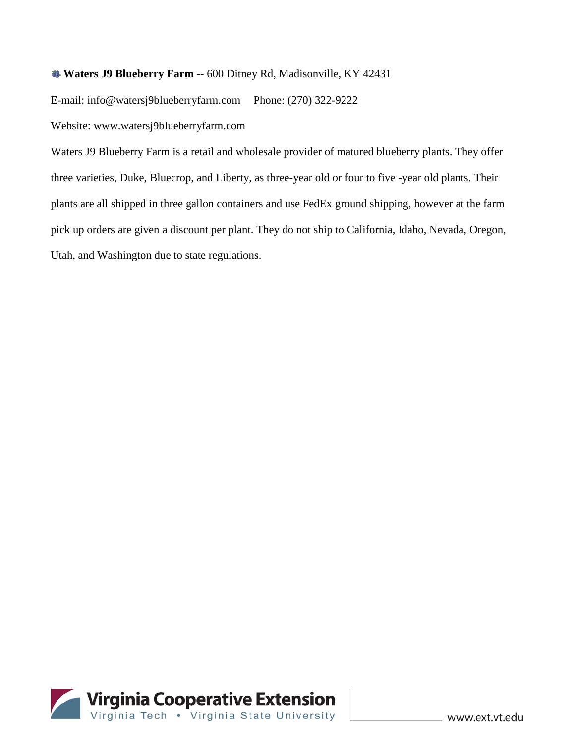**Waters J9 Blueberry Farm --** 600 Ditney Rd, Madisonville, KY 42431

E-mail: info@watersj9blueberryfarm.com Phone: (270) 322-9222

Website: www.watersj9blueberryfarm.com

Waters J9 Blueberry Farm is a retail and wholesale provider of matured blueberry plants. They offer three varieties, Duke, Bluecrop, and Liberty, as three-year old or four to five -year old plants. Their plants are all shipped in three gallon containers and use FedEx ground shipping, however at the farm pick up orders are given a discount per plant. They do not ship to California, Idaho, Nevada, Oregon, Utah, and Washington due to state regulations.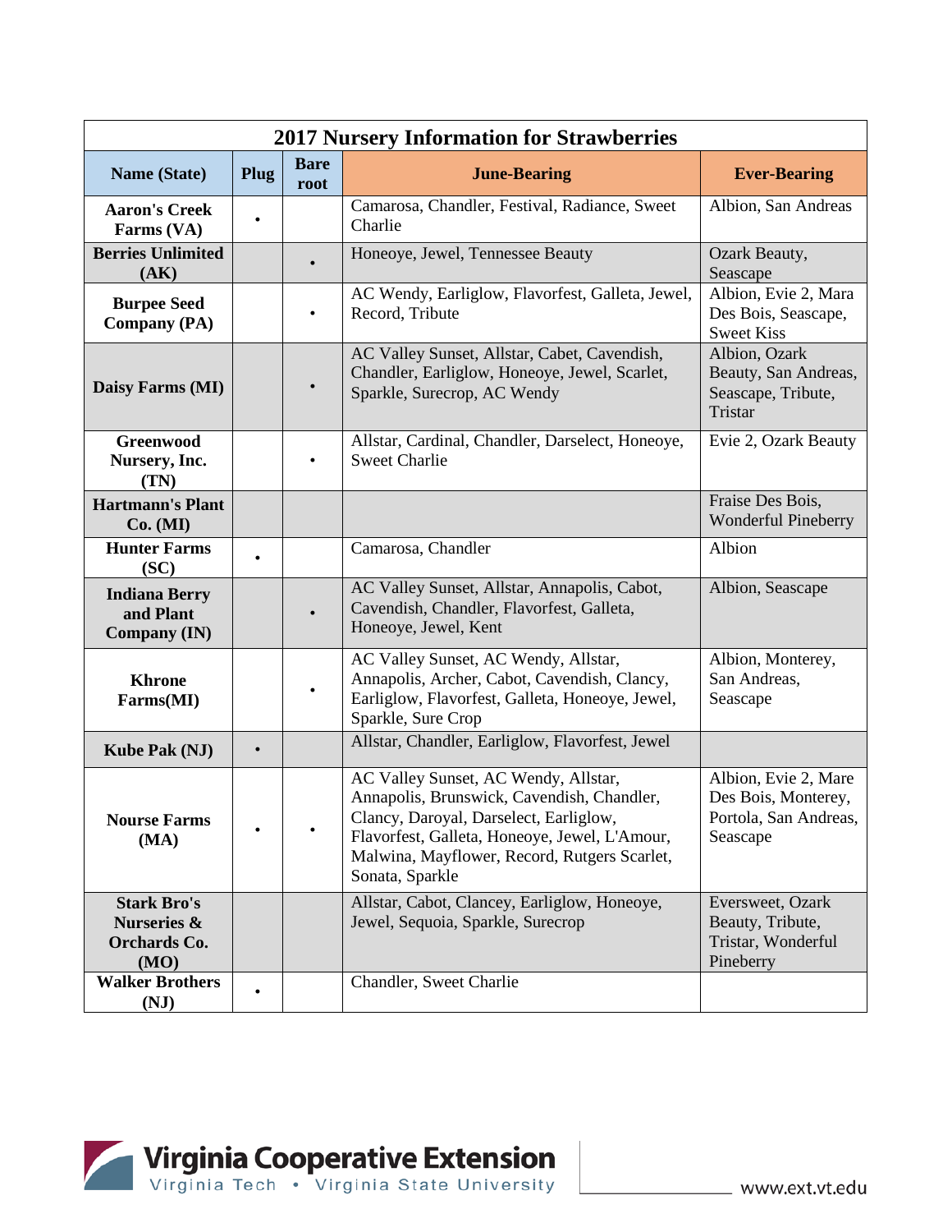| 2017 Nursery Information for Strawberries | | | | |
|---|---|---|---|---|
| **Name (State)** | **Plug** | **Bare root** | **June-Bearing** | **Ever-Bearing** |
| **Aaron's Creek Farms (VA)** | • | | Camarosa, Chandler, Festival, Radiance, Sweet Charlie | Albion, San Andreas |
| **Berries Unlimited (AK)** | | • | Honeoye, Jewel, Tennessee Beauty | Ozark Beauty, Seascape |
| **Burpee Seed Company (PA)** | | • | AC Wendy, Earliglow, Flavorfest, Galleta, Jewel, Record, Tribute | Albion, Evie 2, Mara Des Bois, Seascape, Sweet Kiss |
| **Daisy Farms (MI)** | | • | AC Valley Sunset, Allstar, Cabet, Cavendish, Chandler, Earliglow, Honeoye, Jewel, Scarlet, Sparkle, Surecrop, AC Wendy | Albion, Ozark Beauty, San Andreas, Seascape, Tribute, Tristar |
| **Greenwood Nursery, Inc. (TN)** | | • | Allstar, Cardinal, Chandler, Darselect, Honeoye, Sweet Charlie | Evie 2, Ozark Beauty |
| **Hartmann's Plant Co. (MI)** | | | | Fraise Des Bois, Wonderful Pineberry |
| **Hunter Farms (SC)** | • | | Camarosa, Chandler | Albion |
| **Indiana Berry and Plant Company (IN)** | | • | AC Valley Sunset, Allstar, Annapolis, Cabot, Cavendish, Chandler, Flavorfest, Galleta, Honeoye, Jewel, Kent | Albion, Seascape |
| **Khrone Farms(MI)** | | • | AC Valley Sunset, AC Wendy, Allstar, Annapolis, Archer, Cabot, Cavendish, Clancy, Earliglow, Flavorfest, Galleta, Honeoye, Jewel, Sparkle, Sure Crop | Albion, Monterey, San Andreas, Seascape |
| **Kube Pak (NJ)** | • | | Allstar, Chandler, Earliglow, Flavorfest, Jewel | |
| **Nourse Farms (MA)** | • | • | AC Valley Sunset, AC Wendy, Allstar, Annapolis, Brunswick, Cavendish, Chandler, Clancy, Daroyal, Darselect, Earliglow, Flavorfest, Galleta, Honeoye, Jewel, L'Amour, Malwina, Mayflower, Record, Rutgers Scarlet, Sonata, Sparkle | Albion, Evie 2, Mare Des Bois, Monterey, Portola, San Andreas, Seascape |
| **Stark Bro's Nurseries & Orchards Co. (MO)** | | | Allstar, Cabot, Clancey, Earliglow, Honeoye, Jewel, Sequoia, Sparkle, Surecrop | Eversweet, Ozark Beauty, Tribute, Tristar, Wonderful Pineberry |
| **Walker Brothers (NJ)** | • | | Chandler, Sweet Charlie | |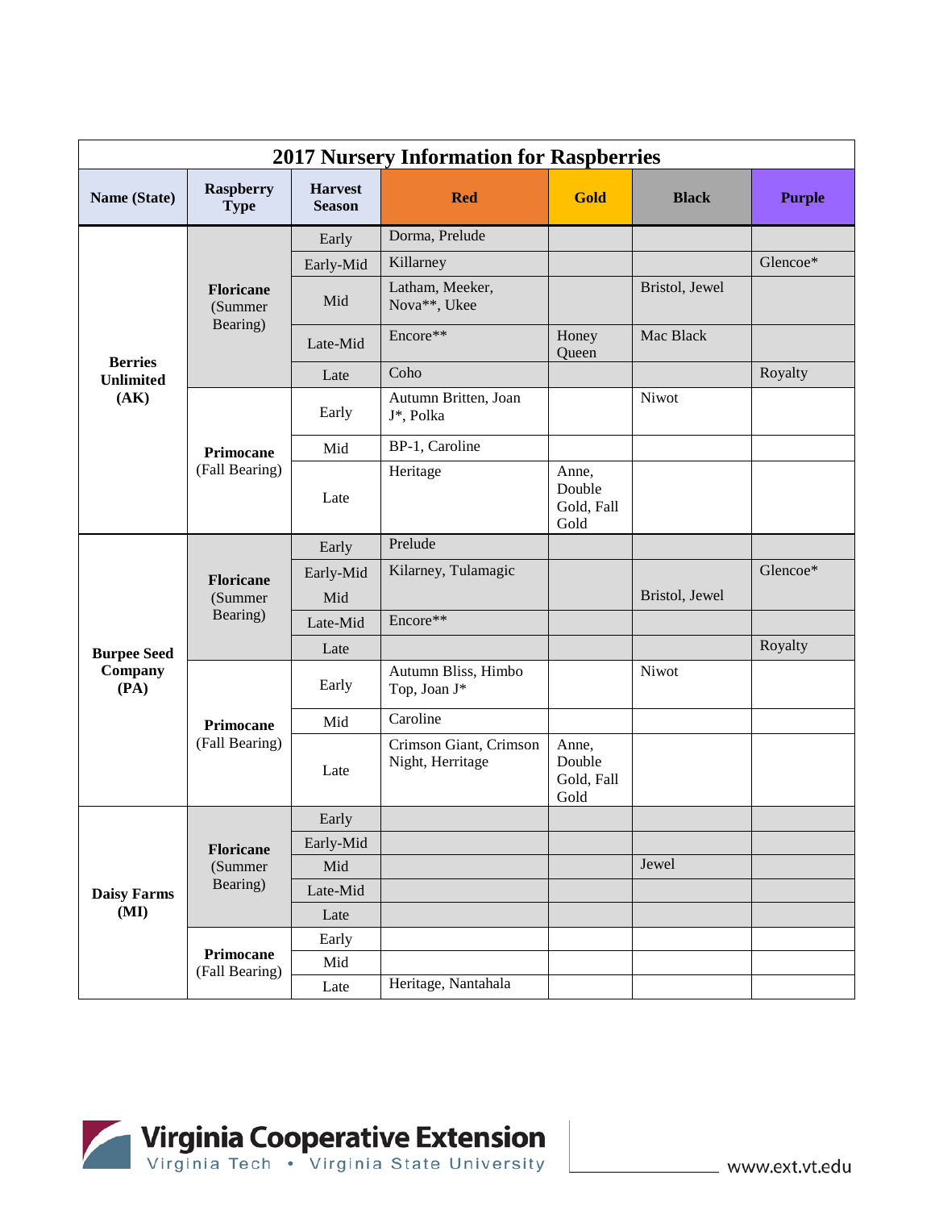| 2017 Nursery Information for Raspberries | | | | | | |
|---|---|---|---|---|---|---|
| **Name (State)** | **Raspberry Type** | **Harvest Season** | **Red** | **Gold** | **Black** | **Purple** |
| **Berries Unlimited (AK)** | **Floricane** (Summer Bearing) | Early | Dorma, Prelude | | | |
| | | Early-Mid | Killarney | | | Glencoe* |
| | | Mid | Latham, Meeker, Nova**, Ukee | | Bristol, Jewel | |
| | | Late-Mid | Encore** | Honey Queen | Mac Black | |
| | | Late | Coho | | | Royalty |
| | **Primocane** (Fall Bearing) | Early | Autumn Britten, Joan J*, Polka | | Niwot | |
| | | Mid | BP-1, Caroline | | | |
| | | Late | Heritage | Anne, Double Gold, Fall Gold | | |
| **Burpee Seed Company (PA)** | **Floricane** (Summer Bearing) | Early | Prelude | | | |
| | | Early-Mid | Kilarney, Tulamagic | | | Glencoe* |
| | | Mid | | | Bristol, Jewel | |
| | | Late-Mid | Encore** | | | |
| | | Late | | | | Royalty |
| | **Primocane** (Fall Bearing) | Early | Autumn Bliss, Himbo Top, Joan J* | | Niwot | |
| | | Mid | Caroline | | | |
| | | Late | Crimson Giant, Crimson Night, Herritage | Anne, Double Gold, Fall Gold | | |
| **Daisy Farms (MI)** | **Floricane** (Summer Bearing) | Early | | | | |
| | | Early-Mid | | | | |
| | | Mid | | | Jewel | |
| | | Late-Mid | | | | |
| | | Late | | | | |
| | **Primocane** (Fall Bearing) | Early | | | | |
| | | Mid | | | | |
| | | Late | Heritage, Nantahala | | | |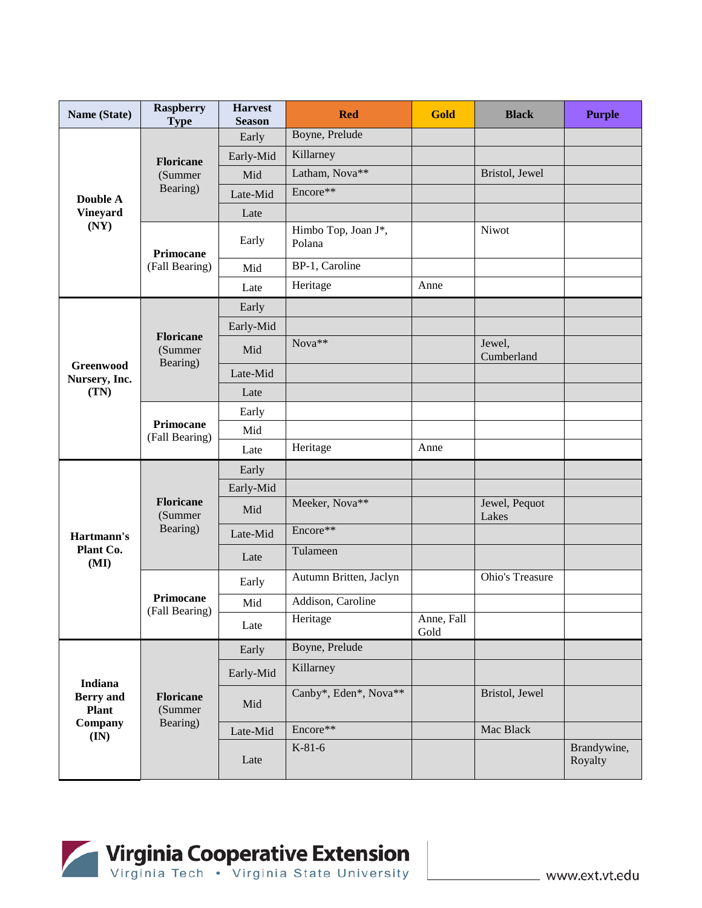| Name (State) | Raspberry Type | Harvest Season | Red | Gold | Black | Purple |
|---|---|---|---|---|---|---|
| Double A Vineyard (NY) | Floricane (Summer Bearing) | Early | Boyne, Prelude | | | |
| | | Early-Mid | Killarney | | | |
| | | Mid | Latham, Nova** | | Bristol, Jewel | |
| | | Late-Mid | Encore** | | | |
| | | Late | | | | |
| | Primocane (Fall Bearing) | Early | Himbo Top, Joan J*, Polana | | Niwot | |
| | | Mid | BP-1, Caroline | | | |
| | | Late | Heritage | Anne | | |
| Greenwood Nursery, Inc. (TN) | Floricane (Summer Bearing) | Early | | | | |
| | | Early-Mid | | | | |
| | | Mid | Nova** | | Jewel, Cumberland | |
| | | Late-Mid | | | | |
| | | Late | | | | |
| | Primocane (Fall Bearing) | Early | | | | |
| | | Mid | | | | |
| | | Late | Heritage | Anne | | |
| Hartmann's Plant Co. (MI) | Floricane (Summer Bearing) | Early | | | | |
| | | Early-Mid | | | | |
| | | Mid | Meeker, Nova** | | Jewel, Pequot Lakes | |
| | | Late-Mid | Encore** | | | |
| | | Late | Tulameen | | | |
| | Primocane (Fall Bearing) | Early | Autumn Britten, Jaclyn | | Ohio's Treasure | |
| | | Mid | Addison, Caroline | | | |
| | | Late | Heritage | Anne, Fall Gold | | |
| Indiana Berry and Plant Company (IN) | Floricane (Summer Bearing) | Early | Boyne, Prelude | | | |
| | | Early-Mid | Killarney | | | |
| | | Mid | Canby*, Eden*, Nova** | | Bristol, Jewel | |
| | | Late-Mid | Encore** | | Mac Black | |
| | | Late | K-81-6 | | | Brandywine, Royalty |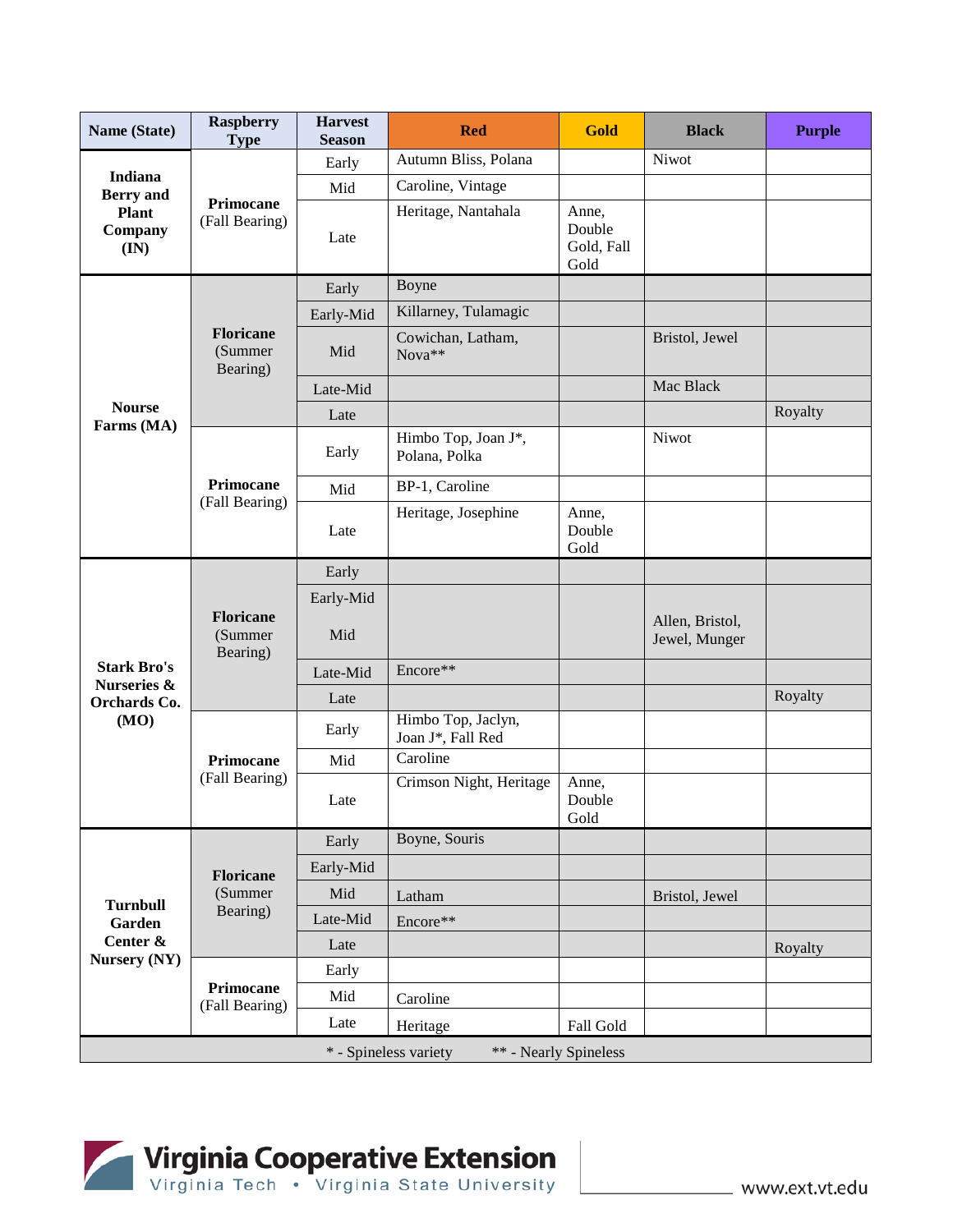| Name (State) | Raspberry Type | Harvest Season | Red | Gold | Black | Purple |
|---|---|---|---|---|---|---|
| Indiana Berry and Plant Company (IN) | Primocane (Fall Bearing) | Early | Autumn Bliss, Polana | | Niwot | |
| | | Mid | Caroline, Vintage | | | |
| | | Late | Heritage, Nantahala | Anne, Double Gold, Fall Gold | | |
| Nourse Farms (MA) | Floricane (Summer Bearing) | Early | Boyne | | | |
| | | Early-Mid | Killarney, Tulamagic | | | |
| | | Mid | Cowichan, Latham, Nova** | | Bristol, Jewel | |
| | | Late-Mid | | | Mac Black | |
| | | Late | | | | Royalty |
| | Primocane (Fall Bearing) | Early | Himbo Top, Joan J*, Polana, Polka | | Niwot | |
| | | Mid | BP-1, Caroline | | | |
| | | Late | Heritage, Josephine | Anne, Double Gold | | |
| Stark Bro's Nurseries & Orchards Co. (MO) | Floricane (Summer Bearing) | Early | | | | |
| | | Early-Mid<br>Mid | | | Allen, Bristol, Jewel, Munger | |
| | | Late-Mid | Encore** | | | |
| | | Late | | | | Royalty |
| | Primocane (Fall Bearing) | Early | Himbo Top, Jaclyn, Joan J*, Fall Red | | | |
| | | Mid | Caroline | | | |
| | | Late | Crimson Night, Heritage | Anne, Double Gold | | |
| Turnbull Garden Center & Nursery (NY) | Floricane (Summer Bearing) | Early | Boyne, Souris | | | |
| | | Early-Mid | | | | |
| | | Mid | Latham | | Bristol, Jewel | |
| | | Late-Mid | Encore** | | | |
| | | Late | | | | Royalty |
| | Primocane (Fall Bearing) | Early | | | | |
| | | Mid | Caroline | | | |
| | | Late | Heritage | Fall Gold | | |

* - Spineless variety ** - Nearly Spineless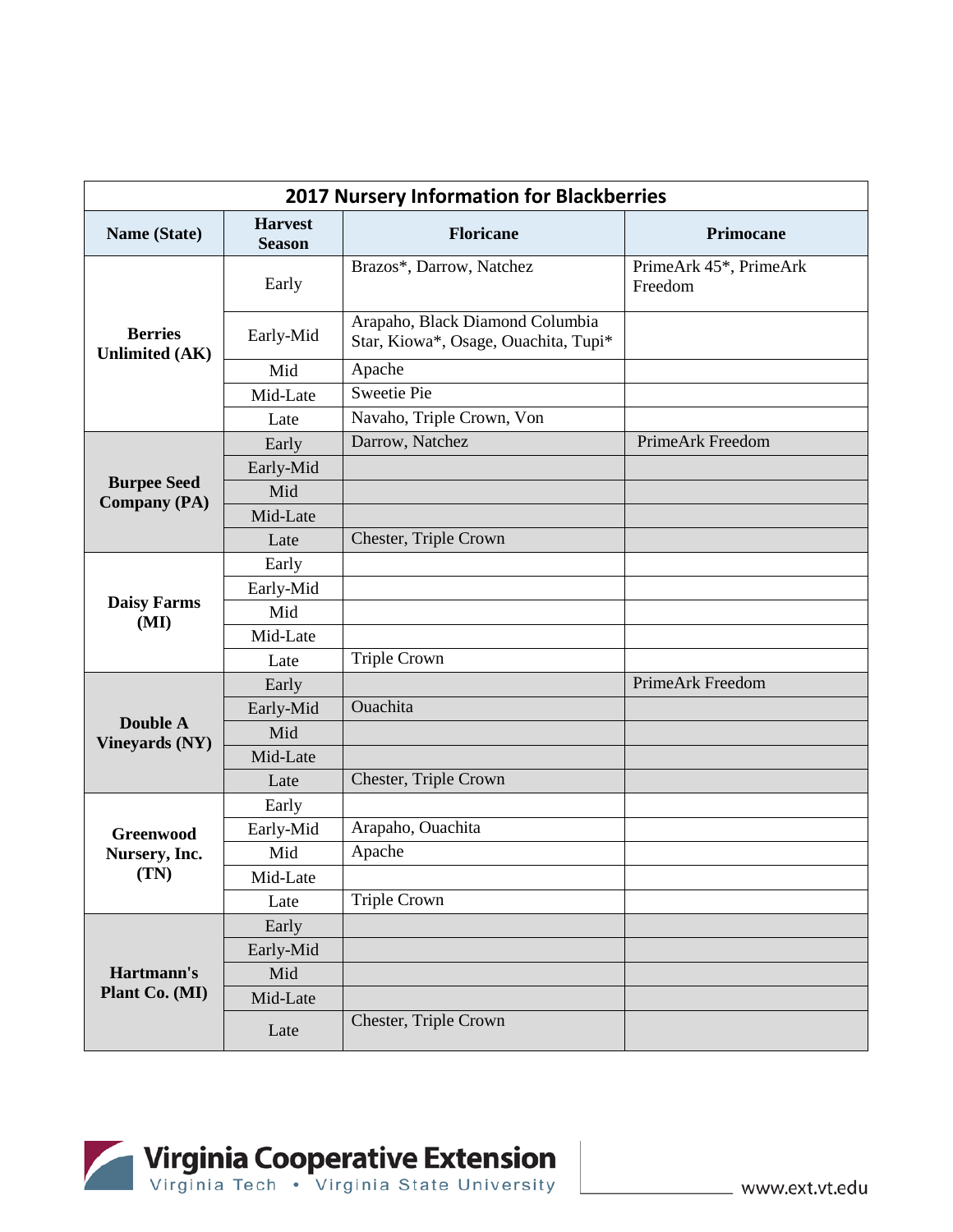| 2017 Nursery Information for Blackberries | | | |
|---|---|---|---|
| **Name (State)** | **Harvest Season** | **Floricane** | **Primocane** |
| **Berries Unlimited (AK)** | Early | Brazos*, Darrow, Natchez | PrimeArk 45*, PrimeArk Freedom |
| | Early-Mid | Arapaho, Black Diamond Columbia Star, Kiowa*, Osage, Ouachita, Tupi* | |
| | Mid | Apache | |
| | Mid-Late | Sweetie Pie | |
| | Late | Navaho, Triple Crown, Von | |
| **Burpee Seed Company (PA)** | Early | Darrow, Natchez | PrimeArk Freedom |
| | Early-Mid | | |
| | Mid | | |
| | Mid-Late | | |
| | Late | Chester, Triple Crown | |
| **Daisy Farms (MI)** | Early | | |
| | Early-Mid | | |
| | Mid | | |
| | Mid-Late | | |
| | Late | Triple Crown | |
| **Double A Vineyards (NY)** | Early | | PrimeArk Freedom |
| | Early-Mid | Ouachita | |
| | Mid | | |
| | Mid-Late | | |
| | Late | Chester, Triple Crown | |
| **Greenwood Nursery, Inc. (TN)** | Early | | |
| | Early-Mid | Arapaho, Ouachita | |
| | Mid | Apache | |
| | Mid-Late | | |
| | Late | Triple Crown | |
| **Hartmann's Plant Co. (MI)** | Early | | |
| | Early-Mid | | |
| | Mid | | |
| | Mid-Late | | |
| | Late | Chester, Triple Crown | |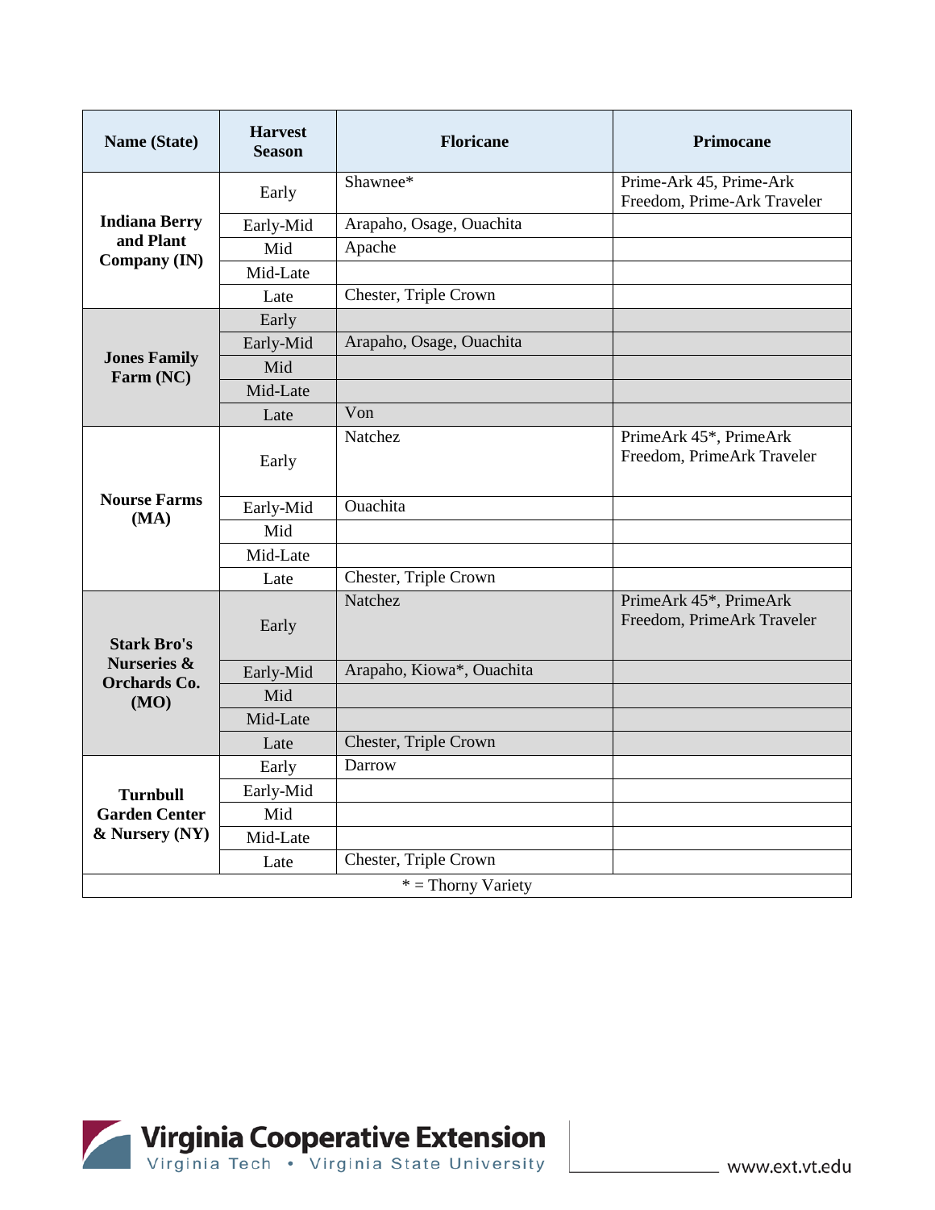| Name (State) | Harvest Season | Floricane | Primocane |
|---|---|---|---|
| Indiana Berry and Plant Company (IN) | Early | Shawnee* | Prime-Ark 45, Prime-Ark Freedom, Prime-Ark Traveler |
| | Early-Mid | Arapaho, Osage, Ouachita | |
| | Mid | Apache | |
| | Mid-Late | | |
| | Late | Chester, Triple Crown | |
| Jones Family Farm (NC) | Early | | |
| | Early-Mid | Arapaho, Osage, Ouachita | |
| | Mid | | |
| | Mid-Late | | |
| | Late | Von | |
| Nourse Farms (MA) | Early | Natchez | PrimeArk 45*, PrimeArk Freedom, PrimeArk Traveler |
| | Early-Mid | Ouachita | |
| | Mid | | |
| | Mid-Late | | |
| | Late | Chester, Triple Crown | |
| Stark Bro's Nurseries & Orchards Co. (MO) | Early | Natchez | PrimeArk 45*, PrimeArk Freedom, PrimeArk Traveler |
| | Early-Mid | Arapaho, Kiowa*, Ouachita | |
| | Mid | | |
| | Mid-Late | | |
| | Late | Chester, Triple Crown | |
| Turnbull Garden Center & Nursery (NY) | Early | Darrow | |
| | Early-Mid | | |
| | Mid | | |
| | Mid-Late | | |
| | Late | Chester, Triple Crown | |

* = Thorny Variety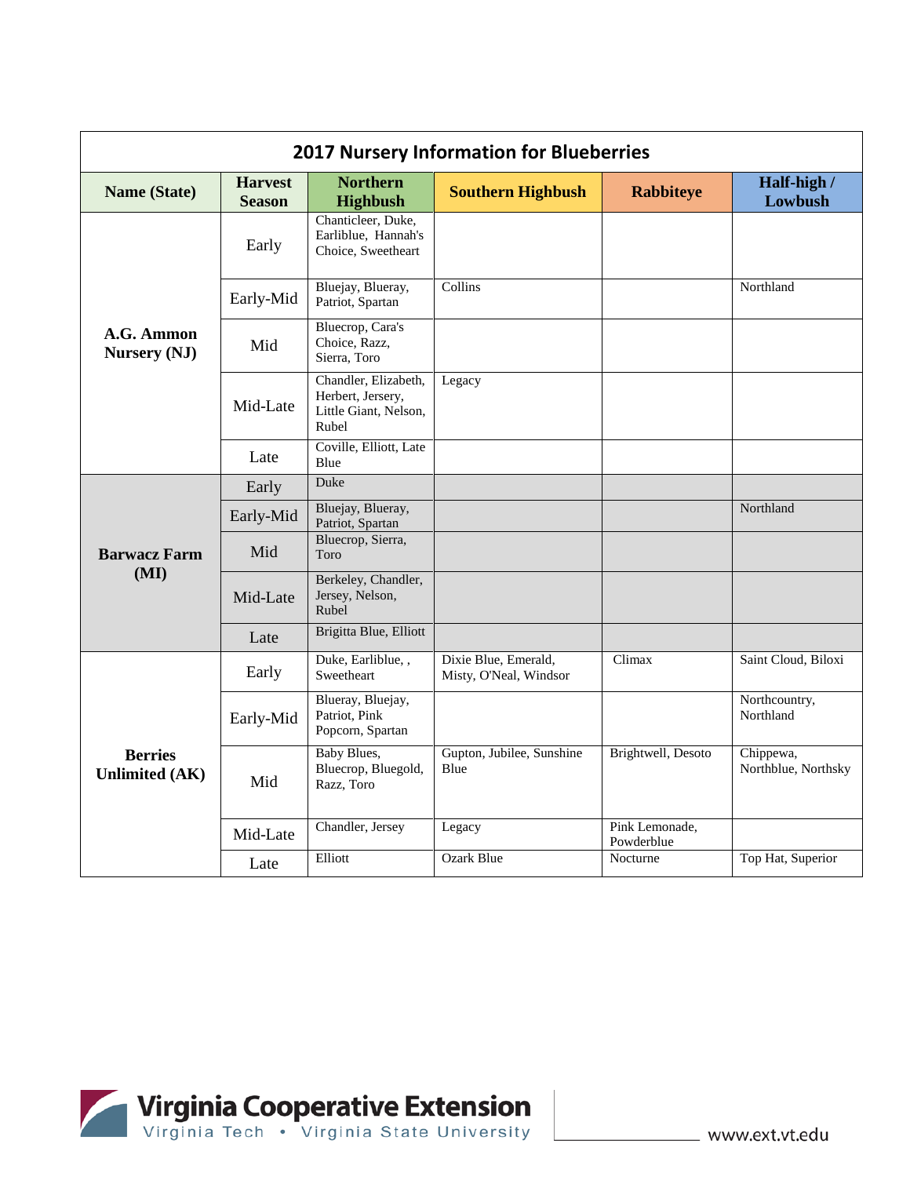| 2017 Nursery Information for Blueberries | | | | | |
|---|---|---|---|---|---|
| **Name (State)** | **Harvest Season** | **Northern Highbush** | **Southern Highbush** | **Rabbiteye** | **Half-high / Lowbush** |
| **A.G. Ammon Nursery (NJ)** | Early | Chanticleer, Duke, Earliblue, Hannah's Choice, Sweetheart | | | |
| | Early-Mid | Bluejay, Blueray, Patriot, Spartan | Collins | | Northland |
| | Mid | Bluecrop, Cara's Choice, Razz, Sierra, Toro | | | |
| | Mid-Late | Chandler, Elizabeth, Herbert, Jersery, Little Giant, Nelson, Rubel | Legacy | | |
| | Late | Coville, Elliott, Late Blue | | | |
| **Barwacz Farm (MI)** | Early | Duke | | | |
| | Early-Mid | Bluejay, Blueray, Patriot, Spartan | | | Northland |
| | Mid | Bluecrop, Sierra, Toro | | | |
| | Mid-Late | Berkeley, Chandler, Jersey, Nelson, Rubel | | | |
| | Late | Brigitta Blue, Elliott | | | |
| **Berries Unlimited (AK)** | Early | Duke, Earliblue, , Sweetheart | Dixie Blue, Emerald, Misty, O'Neal, Windsor | Climax | Saint Cloud, Biloxi |
| | Early-Mid | Blueray, Bluejay, Patriot, Pink Popcorn, Spartan | | | Northcountry, Northland |
| | Mid | Baby Blues, Bluecrop, Bluegold, Razz, Toro | Gupton, Jubilee, Sunshine Blue | Brightwell, Desoto | Chippewa, Northblue, Northsky |
| | Mid-Late | Chandler, Jersey | Legacy | Pink Lemonade, Powderblue | |
| | Late | Elliott | Ozark Blue | Nocturne | Top Hat, Superior |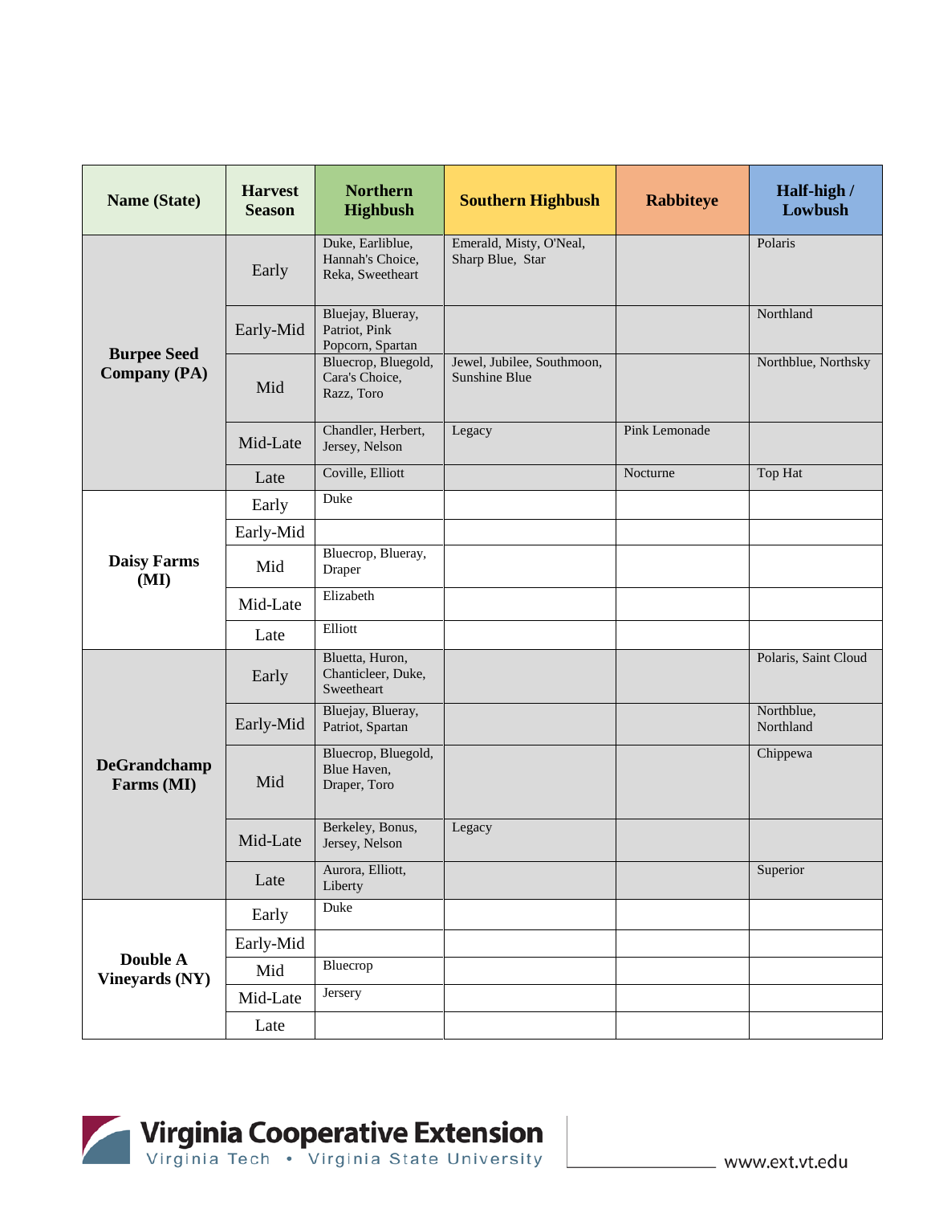| Name (State) | Harvest Season | Northern Highbush | Southern Highbush | Rabbiteye | Half-high / Lowbush |
|---|---|---|---|---|---|
| Burpee Seed Company (PA) | Early | Duke, Earliblue, Hannah's Choice, Reka, Sweetheart | Emerald, Misty, O'Neal, Sharp Blue, Star | | Polaris |
| | Early-Mid | Bluejay, Blueray, Patriot, Pink Popcorn, Spartan | | | Northland |
| | Mid | Bluecrop, Bluegold, Cara's Choice, Razz, Toro | Jewel, Jubilee, Southmoon, Sunshine Blue | | Northblue, Northsky |
| | Mid-Late | Chandler, Herbert, Jersey, Nelson | Legacy | Pink Lemonade | |
| | Late | Coville, Elliott | | Nocturne | Top Hat |
| Daisy Farms (MI) | Early | Duke | | | |
| | Early-Mid | | | | |
| | Mid | Bluecrop, Blueray, Draper | | | |
| | Mid-Late | Elizabeth | | | |
| | Late | Elliott | | | |
| DeGrandchamp Farms (MI) | Early | Bluetta, Huron, Chanticleer, Duke, Sweetheart | | | Polaris, Saint Cloud |
| | Early-Mid | Bluejay, Blueray, Patriot, Spartan | | | Northblue, Northland |
| | Mid | Bluecrop, Bluegold, Blue Haven, Draper, Toro | | | Chippewa |
| | Mid-Late | Berkeley, Bonus, Jersey, Nelson | Legacy | | |
| | Late | Aurora, Elliott, Liberty | | | Superior |
| Double A Vineyards (NY) | Early | Duke | | | |
| | Early-Mid | | | | |
| | Mid | Bluecrop | | | |
| | Mid-Late | Jersery | | | |
| | Late | | | | |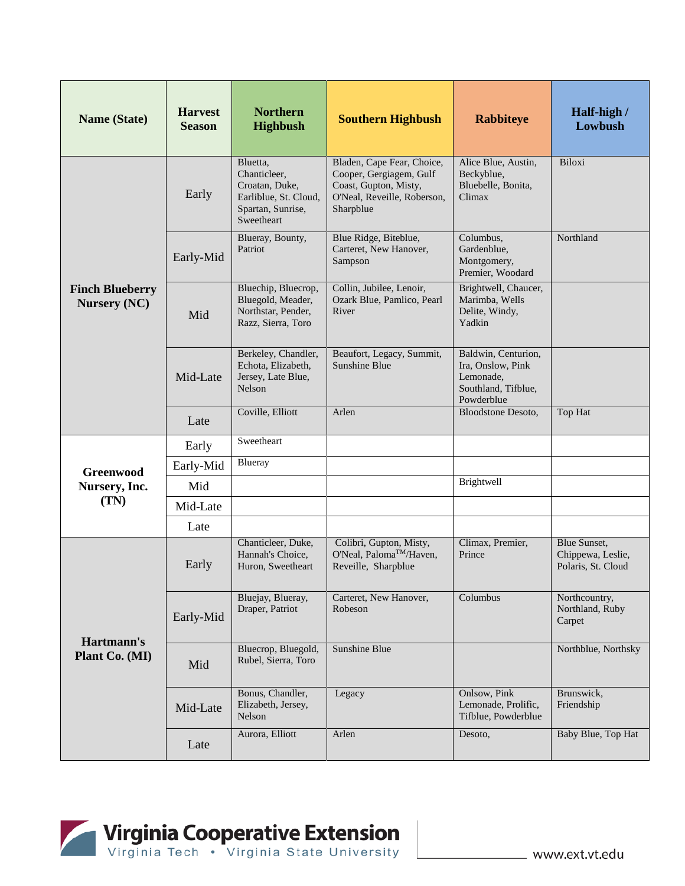| Name (State) | Harvest Season | Northern Highbush | Southern Highbush | Rabbiteye | Half-high / Lowbush |
|---|---|---|---|---|---|
| Finch Blueberry Nursery (NC) | Early | Bluetta, Chanticleer, Croatan, Duke, Earliblue, St. Cloud, Spartan, Sunrise, Sweetheart | Bladen, Cape Fear, Choice, Cooper, Gergiagem, Gulf Coast, Gupton, Misty, O'Neal, Reveille, Roberson, Sharpblue | Alice Blue, Austin, Beckyblue, Bluebelle, Bonita, Climax | Biloxi |
| | Early-Mid | Blueray, Bounty, Patriot | Blue Ridge, Biteblue, Carteret, New Hanover, Sampson | Columbus, Gardenblue, Montgomery, Premier, Woodard | Northland |
| | Mid | Bluechip, Bluecrop, Bluegold, Meader, Northstar, Pender, Razz, Sierra, Toro | Collin, Jubilee, Lenoir, Ozark Blue, Pamlico, Pearl River | Brightwell, Chaucer, Marimba, Wells Delite, Windy, Yadkin | |
| | Mid-Late | Berkeley, Chandler, Echota, Elizabeth, Jersey, Late Blue, Nelson | Beaufort, Legacy, Summit, Sunshine Blue | Baldwin, Centurion, Ira, Onslow, Pink Lemonade, Southland, Tifblue, Powderblue | |
| | Late | Coville, Elliott | Arlen | Bloodstone Desoto, | Top Hat |
| Greenwood Nursery, Inc. (TN) | Early | Sweetheart | | | |
| | Early-Mid | Blueray | | | |
| | Mid | | | Brightwell | |
| | Mid-Late | | | | |
| | Late | | | | |
| Hartmann's Plant Co. (MI) | Early | Chanticleer, Duke, Hannah's Choice, Huron, Sweetheart | Colibri, Gupton, Misty, O'Neal, Paloma™/Haven, Reveille, Sharpblue | Climax, Premier, Prince | Blue Sunset, Chippewa, Leslie, Polaris, St. Cloud |
| | Early-Mid | Bluejay, Blueray, Draper, Patriot | Carteret, New Hanover, Robeson | Columbus | Northcountry, Northland, Ruby Carpet |
| | Mid | Bluecrop, Bluegold, Rubel, Sierra, Toro | Sunshine Blue | | Northblue, Northsky |
| | Mid-Late | Bonus, Chandler, Elizabeth, Jersey, Nelson | Legacy | Onlsow, Pink Lemonade, Prolific, Tifblue, Powderblue | Brunswick, Friendship |
| | Late | Aurora, Elliott | Arlen | Desoto, | Baby Blue, Top Hat |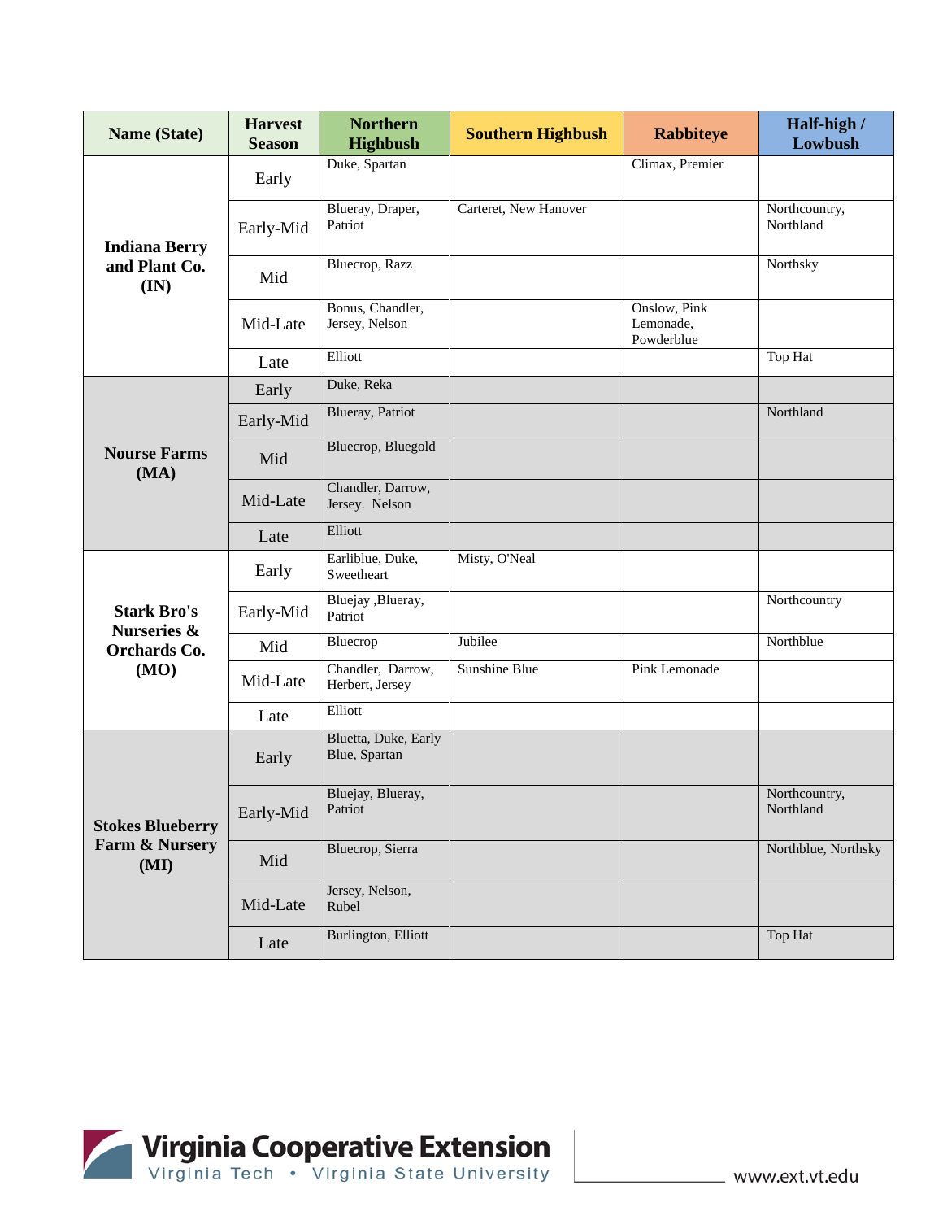| Name (State) | Harvest Season | Northern Highbush | Southern Highbush | Rabbiteye | Half-high / Lowbush |
|---|---|---|---|---|---|
| **Indiana Berry and Plant Co. (IN)** | Early | Duke, Spartan | | Climax, Premier | |
| | Early-Mid | Blueray, Draper, Patriot | Carteret, New Hanover | | Northcountry, Northland |
| | Mid | Bluecrop, Razz | | | Northsky |
| | Mid-Late | Bonus, Chandler, Jersey, Nelson | | Onslow, Pink Lemonade, Powderblue | |
| | Late | Elliott | | | Top Hat |
| **Nourse Farms (MA)** | Early | Duke, Reka | | | |
| | Early-Mid | Blueray, Patriot | | | Northland |
| | Mid | Bluecrop, Bluegold | | | |
| | Mid-Late | Chandler, Darrow, Jersey. Nelson | | | |
| | Late | Elliott | | | |
| **Stark Bro's Nurseries & Orchards Co. (MO)** | Early | Earliblue, Duke, Sweetheart | Misty, O'Neal | | |
| | Early-Mid | Bluejay ,Blueray, Patriot | | | Northcountry |
| | Mid | Bluecrop | Jubilee | | Northblue |
| | Mid-Late | Chandler, Darrow, Herbert, Jersey | Sunshine Blue | Pink Lemonade | |
| | Late | Elliott | | | |
| **Stokes Blueberry Farm & Nursery (MI)** | Early | Bluetta, Duke, Early Blue, Spartan | | | |
| | Early-Mid | Bluejay, Blueray, Patriot | | | Northcountry, Northland |
| | Mid | Bluecrop, Sierra | | | Northblue, Northsky |
| | Mid-Late | Jersey, Nelson, Rubel | | | |
| | Late | Burlington, Elliott | | | Top Hat |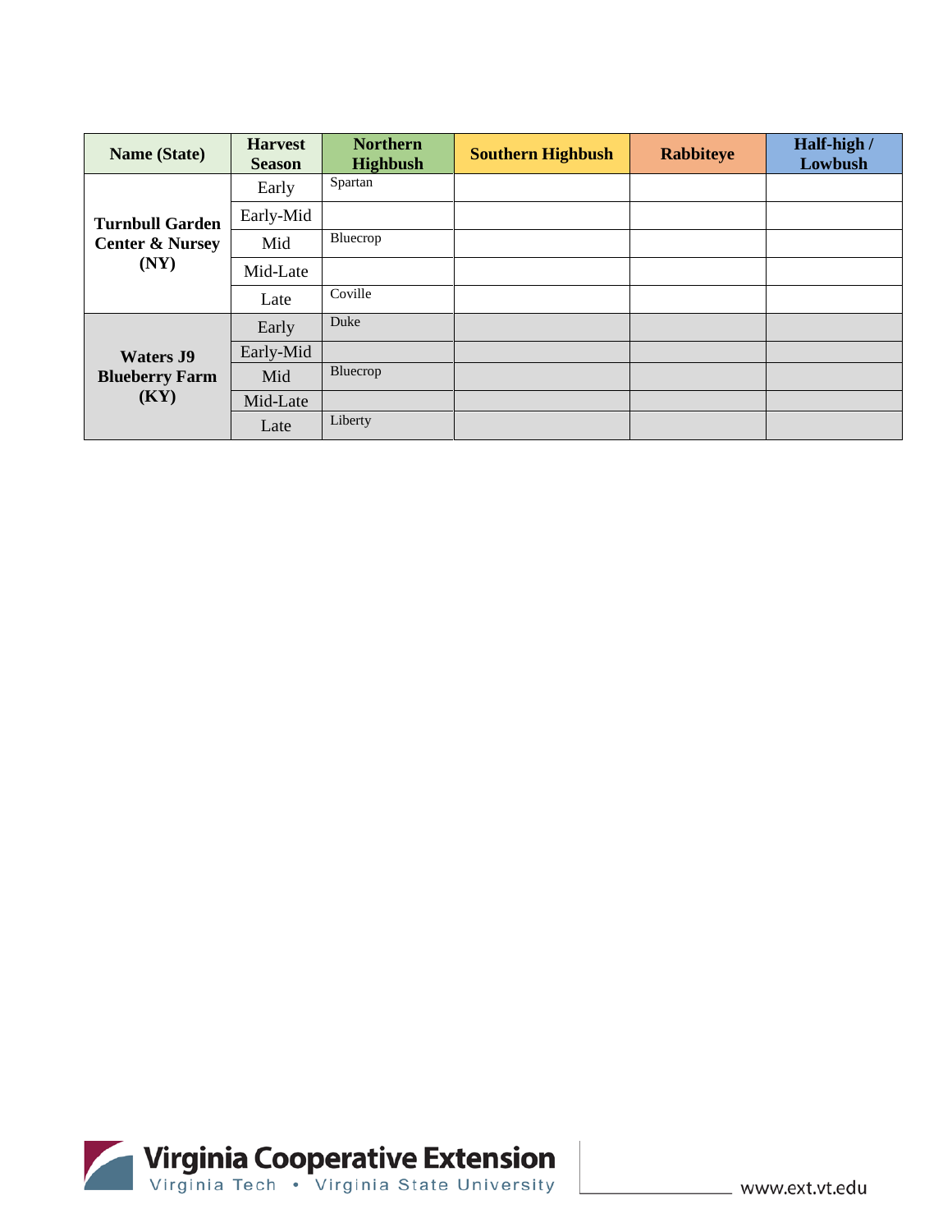| Name (State) | Harvest Season | Northern Highbush | Southern Highbush | Rabbiteye | Half-high / Lowbush |
|---|---|---|---|---|---|
| Turnbull Garden Center & Nursey (NY) | Early | Spartan | | | |
| | Early-Mid | | | | |
| | Mid | Bluecrop | | | |
| | Mid-Late | | | | |
| | Late | Coville | | | |
| Waters J9 Blueberry Farm (KY) | Early | Duke | | | |
| | Early-Mid | | | | |
| | Mid | Bluecrop | | | |
| | Mid-Late | | | | |
| | Late | Liberty | | | |